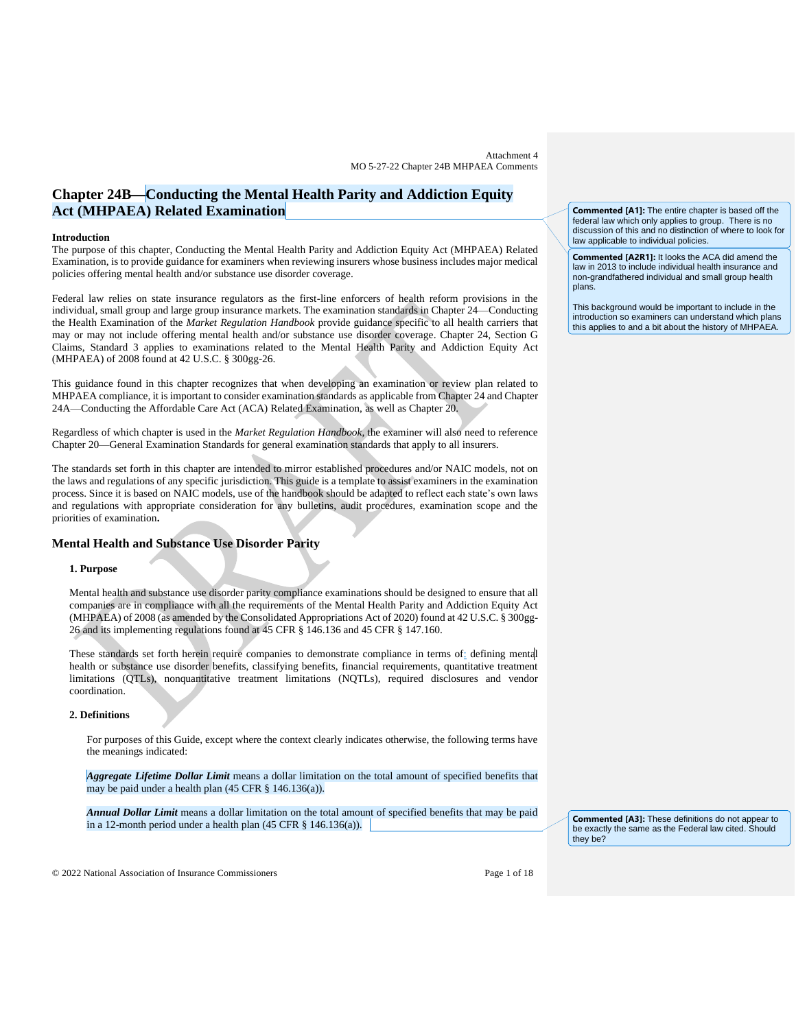Attachment 4
MO 5-27-22 Chapter 24B MHPAEA Comments

# Chapter 24B—Conducting the Mental Health Parity and Addiction Equity Act (MHPAEA) Related Examination

**Commented [A1]:** The entire chapter is based off the federal law which only applies to group. There is no discussion of this and no distinction of where to look for law applicable to individual policies.

**Commented [A2R1]:** It looks the ACA did amend the law in 2013 to include individual health insurance and non-grandfathered individual and small group health plans.

This background would be important to include in the introduction so examiners can understand which plans this applies to and a bit about the history of MHPAEA.

**Introduction**

The purpose of this chapter, Conducting the Mental Health Parity and Addiction Equity Act (MHPAEA) Related Examination, is to provide guidance for examiners when reviewing insurers whose business includes major medical policies offering mental health and/or substance use disorder coverage.

Federal law relies on state insurance regulators as the first-line enforcers of health reform provisions in the individual, small group and large group insurance markets. The examination standards in Chapter 24—Conducting the Health Examination of the *Market Regulation Handbook* provide guidance specific to all health carriers that may or may not include offering mental health and/or substance use disorder coverage. Chapter 24, Section G Claims, Standard 3 applies to examinations related to the Mental Health Parity and Addiction Equity Act (MHPAEA) of 2008 found at 42 U.S.C. § 300gg-26.

This guidance found in this chapter recognizes that when developing an examination or review plan related to MHPAEA compliance, it is important to consider examination standards as applicable from Chapter 24 and Chapter 24A—Conducting the Affordable Care Act (ACA) Related Examination, as well as Chapter 20.

Regardless of which chapter is used in the *Market Regulation Handbook*, the examiner will also need to reference Chapter 20—General Examination Standards for general examination standards that apply to all insurers.

The standards set forth in this chapter are intended to mirror established procedures and/or NAIC models, not on the laws and regulations of any specific jurisdiction. This guide is a template to assist examiners in the examination process. Since it is based on NAIC models, use of the handbook should be adapted to reflect each state's own laws and regulations with appropriate consideration for any bulletins, audit procedures, examination scope and the priorities of examination**.**

## Mental Health and Substance Use Disorder Parity

### 1. Purpose

Mental health and substance use disorder parity compliance examinations should be designed to ensure that all companies are in compliance with all the requirements of the Mental Health Parity and Addiction Equity Act (MHPAEA) of 2008 (as amended by the Consolidated Appropriations Act of 2020) found at 42 U.S.C. § 300gg-26 and its implementing regulations found at 45 CFR § 146.136 and 45 CFR § 147.160.

These standards set forth herein require companies to demonstrate compliance in terms of: defining mental health or substance use disorder benefits, classifying benefits, financial requirements, quantitative treatment limitations (QTLs), nonquantitative treatment limitations (NQTLs), required disclosures and vendor coordination.

### 2. Definitions

For purposes of this Guide, except where the context clearly indicates otherwise, the following terms have the meanings indicated:

***Aggregate Lifetime Dollar Limit*** means a dollar limitation on the total amount of specified benefits that may be paid under a health plan (45 CFR § 146.136(a)).

***Annual Dollar Limit*** means a dollar limitation on the total amount of specified benefits that may be paid in a 12-month period under a health plan (45 CFR § 146.136(a)).

**Commented [A3]:** These definitions do not appear to be exactly the same as the Federal law cited. Should they be?

© 2022 National Association of Insurance Commissioners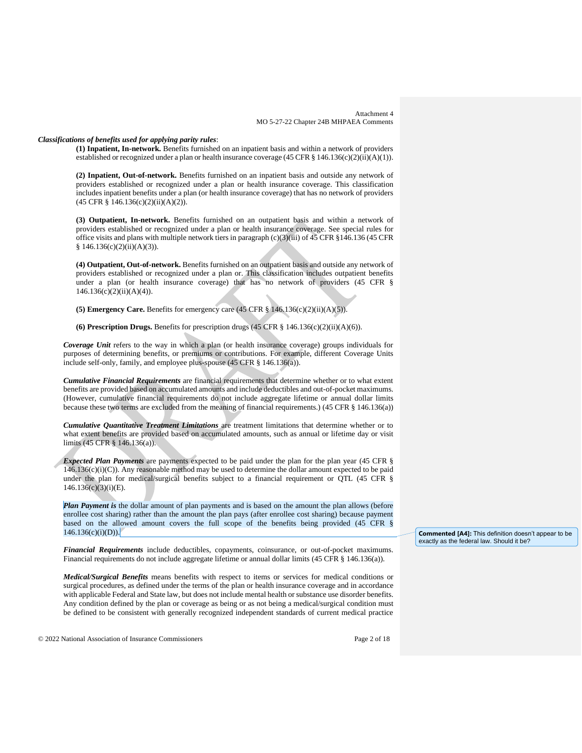***Classifications of benefits used for applying parity rules***:

**(1) Inpatient, In-network.** Benefits furnished on an inpatient basis and within a network of providers established or recognized under a plan or health insurance coverage (45 CFR § 146.136(c)(2)(ii)(A)(1)).

**(2) Inpatient, Out-of-network.** Benefits furnished on an inpatient basis and outside any network of providers established or recognized under a plan or health insurance coverage. This classification includes inpatient benefits under a plan (or health insurance coverage) that has no network of providers (45 CFR § 146.136(c)(2)(ii)(A)(2)).

**(3) Outpatient, In-network.** Benefits furnished on an outpatient basis and within a network of providers established or recognized under a plan or health insurance coverage. See special rules for office visits and plans with multiple network tiers in paragraph (c)(3)(iii) of 45 CFR §146.136 (45 CFR § 146.136(c)(2)(ii)(A)(3)).

**(4) Outpatient, Out-of-network.** Benefits furnished on an outpatient basis and outside any network of providers established or recognized under a plan or. This classification includes outpatient benefits under a plan (or health insurance coverage) that has no network of providers (45 CFR § 146.136(c)(2)(ii)(A)(4)).

**(5) Emergency Care.** Benefits for emergency care (45 CFR § 146.136(c)(2)(ii)(A)(5)).

**(6) Prescription Drugs.** Benefits for prescription drugs (45 CFR § 146.136(c)(2)(ii)(A)(6)).

***Coverage Unit*** refers to the way in which a plan (or health insurance coverage) groups individuals for purposes of determining benefits, or premiums or contributions. For example, different Coverage Units include self-only, family, and employee plus-spouse (45 CFR § 146.136(a)).

***Cumulative Financial Requirements*** are financial requirements that determine whether or to what extent benefits are provided based on accumulated amounts and include deductibles and out-of-pocket maximums. (However, cumulative financial requirements do not include aggregate lifetime or annual dollar limits because these two terms are excluded from the meaning of financial requirements.) (45 CFR § 146.136(a))

***Cumulative Quantitative Treatment Limitations*** are treatment limitations that determine whether or to what extent benefits are provided based on accumulated amounts, such as annual or lifetime day or visit limits (45 CFR § 146.136(a)).

***Expected Plan Payments*** are payments expected to be paid under the plan for the plan year (45 CFR § 146.136(c)(i)(C)). Any reasonable method may be used to determine the dollar amount expected to be paid under the plan for medical/surgical benefits subject to a financial requirement or QTL (45 CFR § 146.136(c)(3)(i)(E).

***Plan Payment is*** the dollar amount of plan payments and is based on the amount the plan allows (before enrollee cost sharing) rather than the amount the plan pays (after enrollee cost sharing) because payment based on the allowed amount covers the full scope of the benefits being provided (45 CFR § 146.136(c)(i)(D)).

> **Commented [A4]:** This definition doesn't appear to be exactly as the federal law. Should it be?

***Financial Requirements*** include deductibles, copayments, coinsurance, or out-of-pocket maximums. Financial requirements do not include aggregate lifetime or annual dollar limits (45 CFR § 146.136(a)).

***Medical/Surgical Benefits*** means benefits with respect to items or services for medical conditions or surgical procedures, as defined under the terms of the plan or health insurance coverage and in accordance with applicable Federal and State law, but does not include mental health or substance use disorder benefits. Any condition defined by the plan or coverage as being or as not being a medical/surgical condition must be defined to be consistent with generally recognized independent standards of current medical practice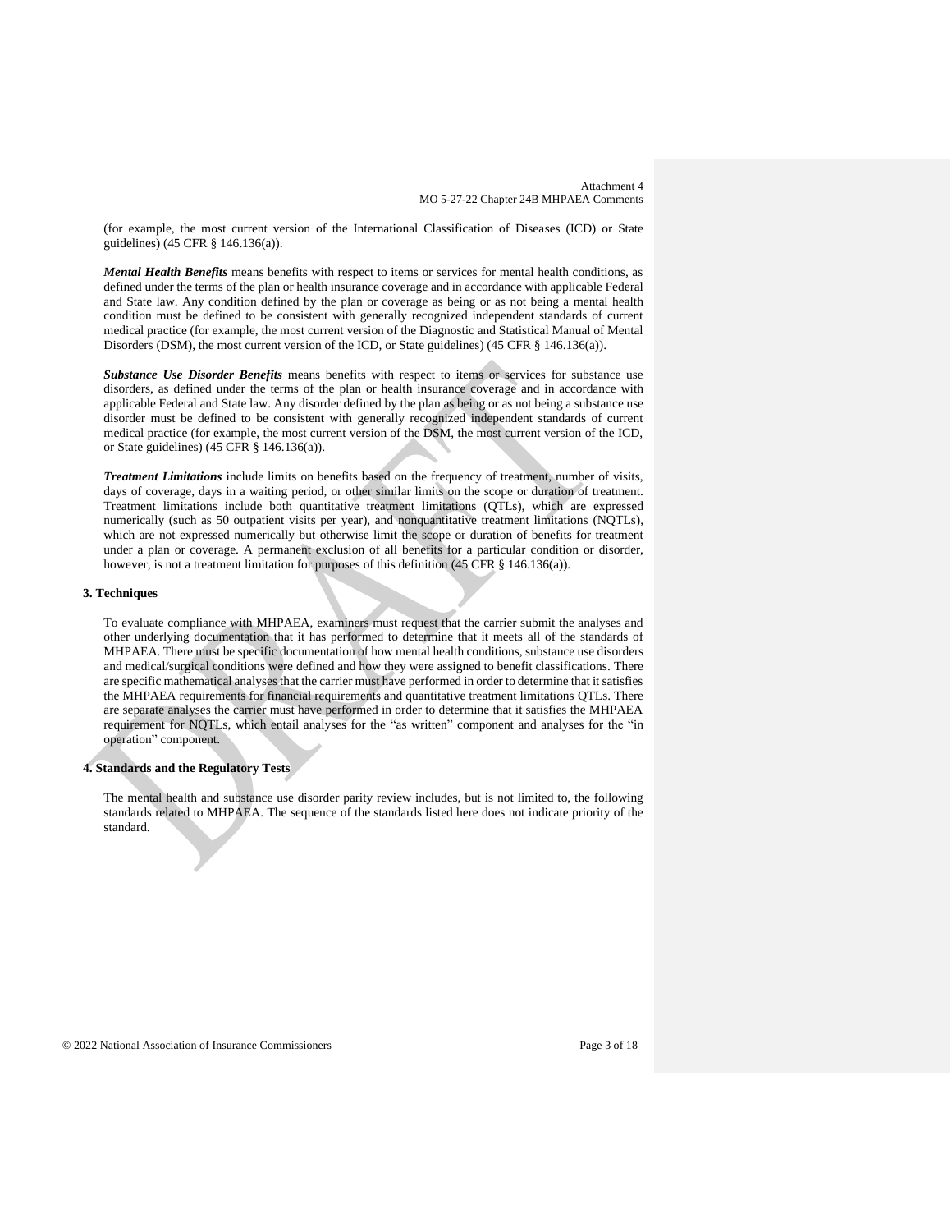(for example, the most current version of the International Classification of Diseases (ICD) or State guidelines) (45 CFR § 146.136(a)).

***Mental Health Benefits*** means benefits with respect to items or services for mental health conditions, as defined under the terms of the plan or health insurance coverage and in accordance with applicable Federal and State law. Any condition defined by the plan or coverage as being or as not being a mental health condition must be defined to be consistent with generally recognized independent standards of current medical practice (for example, the most current version of the Diagnostic and Statistical Manual of Mental Disorders (DSM), the most current version of the ICD, or State guidelines) (45 CFR § 146.136(a)).

***Substance Use Disorder Benefits*** means benefits with respect to items or services for substance use disorders, as defined under the terms of the plan or health insurance coverage and in accordance with applicable Federal and State law. Any disorder defined by the plan as being or as not being a substance use disorder must be defined to be consistent with generally recognized independent standards of current medical practice (for example, the most current version of the DSM, the most current version of the ICD, or State guidelines) (45 CFR § 146.136(a)).

***Treatment Limitations*** include limits on benefits based on the frequency of treatment, number of visits, days of coverage, days in a waiting period, or other similar limits on the scope or duration of treatment. Treatment limitations include both quantitative treatment limitations (QTLs), which are expressed numerically (such as 50 outpatient visits per year), and nonquantitative treatment limitations (NQTLs), which are not expressed numerically but otherwise limit the scope or duration of benefits for treatment under a plan or coverage. A permanent exclusion of all benefits for a particular condition or disorder, however, is not a treatment limitation for purposes of this definition (45 CFR § 146.136(a)).

## 3. Techniques

To evaluate compliance with MHPAEA, examiners must request that the carrier submit the analyses and other underlying documentation that it has performed to determine that it meets all of the standards of MHPAEA. There must be specific documentation of how mental health conditions, substance use disorders and medical/surgical conditions were defined and how they were assigned to benefit classifications. There are specific mathematical analyses that the carrier must have performed in order to determine that it satisfies the MHPAEA requirements for financial requirements and quantitative treatment limitations QTLs. There are separate analyses the carrier must have performed in order to determine that it satisfies the MHPAEA requirement for NQTLs, which entail analyses for the "as written" component and analyses for the "in operation" component.

## 4. Standards and the Regulatory Tests

The mental health and substance use disorder parity review includes, but is not limited to, the following standards related to MHPAEA. The sequence of the standards listed here does not indicate priority of the standard.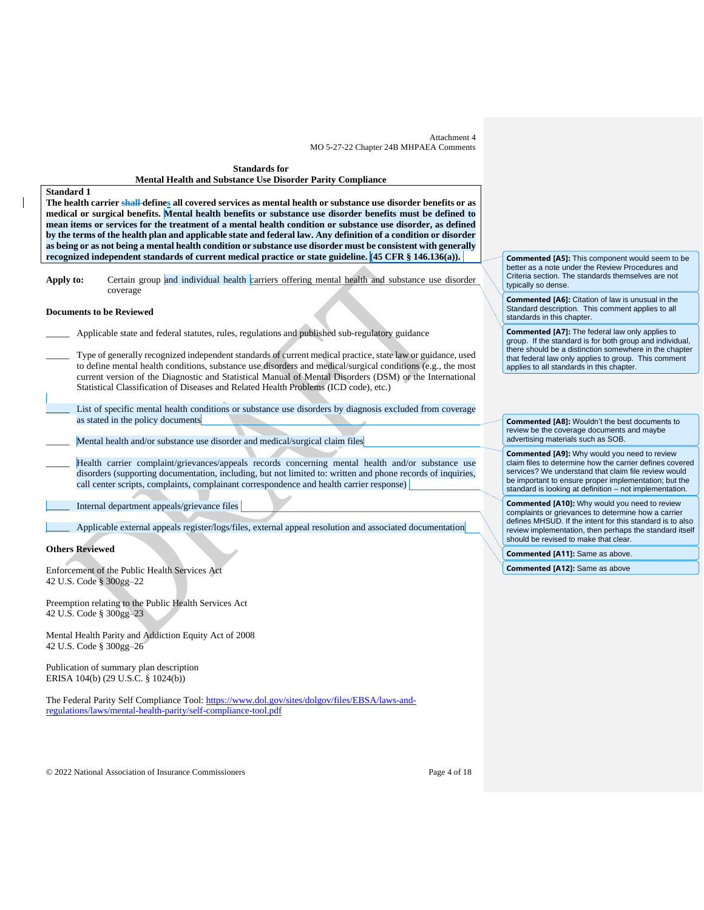Attachment 4
MO 5-27-22 Chapter 24B MHPAEA Comments

**Standards for**
**Mental Health and Substance Use Disorder Parity Compliance**

**Standard 1**
**The health carrier ~~shall~~ defines all covered services as mental health or substance use disorder benefits or as medical or surgical benefits. Mental health benefits or substance use disorder benefits must be defined to mean items or services for the treatment of a mental health condition or substance use disorder, as defined by the terms of the health plan and applicable state and federal law. Any definition of a condition or disorder as being or as not being a mental health condition or substance use disorder must be consistent with generally recognized independent standards of current medical practice or state guideline. (45 CFR § 146.136(a)).**

**Apply to:** Certain group and individual health carriers offering mental health and substance use disorder coverage

**Documents to be Reviewed**

_____ Applicable state and federal statutes, rules, regulations and published sub-regulatory guidance

_____ Type of generally recognized independent standards of current medical practice, state law or guidance, used to define mental health conditions, substance use disorders and medical/surgical conditions (e.g., the most current version of the Diagnostic and Statistical Manual of Mental Disorders (DSM) or the International Statistical Classification of Diseases and Related Health Problems (ICD code), etc.)

_____ List of specific mental health conditions or substance use disorders by diagnosis excluded from coverage as stated in the policy documents

_____ Mental health and/or substance use disorder and medical/surgical claim files

_____ Health carrier complaint/grievances/appeals records concerning mental health and/or substance use disorders (supporting documentation, including, but not limited to: written and phone records of inquiries, call center scripts, complaints, complainant correspondence and health carrier response)

_____ Internal department appeals/grievance files

_____ Applicable external appeals register/logs/files, external appeal resolution and associated documentation

**Others Reviewed**

Enforcement of the Public Health Services Act
42 U.S. Code § 300gg–22

Preemption relating to the Public Health Services Act
42 U.S. Code § 300gg–23

Mental Health Parity and Addiction Equity Act of 2008
42 U.S. Code § 300gg–26

Publication of summary plan description
ERISA 104(b) (29 U.S.C. § 1024(b))

The Federal Parity Self Compliance Tool: https://www.dol.gov/sites/dolgov/files/EBSA/laws-and-regulations/laws/mental-health-parity/self-compliance-tool.pdf

**Commented [A5]:** This component would seem to be better as a note under the Review Procedures and Criteria section. The standards themselves are not typically so dense.

**Commented [A6]:** Citation of law is unusual in the Standard description. This comment applies to all standards in this chapter.

**Commented [A7]:** The federal law only applies to group. If the standard is for both group and individual, there should be a distinction somewhere in the chapter that federal law only applies to group. This comment applies to all standards in this chapter.

**Commented [A8]:** Wouldn't the best documents to review be the coverage documents and maybe advertising materials such as SOB.

**Commented [A9]:** Why would you need to review claim files to determine how the carrier defines covered services? We understand that claim file review would be important to ensure proper implementation; but the standard is looking at definition – not implementation.

**Commented [A10]:** Why would you need to review complaints or grievances to determine how a carrier defines MHSUD. If the intent for this standard is to also review implementation, then perhaps the standard itself should be revised to make that clear.

**Commented [A11]:** Same as above.

**Commented [A12]:** Same as above

© 2022 National Association of Insurance Commissioners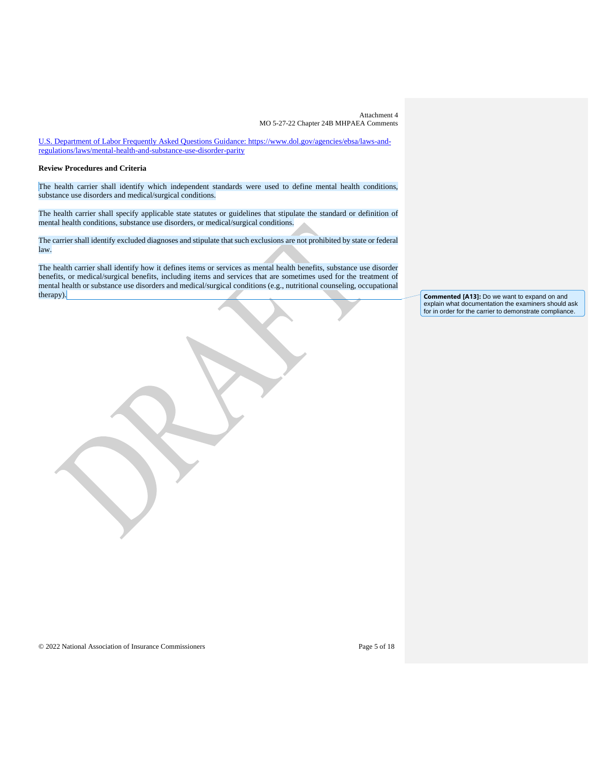U.S. Department of Labor Frequently Asked Questions Guidance: https://www.dol.gov/agencies/ebsa/laws-and-regulations/laws/mental-health-and-substance-use-disorder-parity

**Review Procedures and Criteria**

The health carrier shall identify which independent standards were used to define mental health conditions, substance use disorders and medical/surgical conditions.

The health carrier shall specify applicable state statutes or guidelines that stipulate the standard or definition of mental health conditions, substance use disorders, or medical/surgical conditions.

The carrier shall identify excluded diagnoses and stipulate that such exclusions are not prohibited by state or federal law.

The health carrier shall identify how it defines items or services as mental health benefits, substance use disorder benefits, or medical/surgical benefits, including items and services that are sometimes used for the treatment of mental health or substance use disorders and medical/surgical conditions (e.g., nutritional counseling, occupational therapy).

**Commented [A13]:** Do we want to expand on and explain what documentation the examiners should ask for in order for the carrier to demonstrate compliance.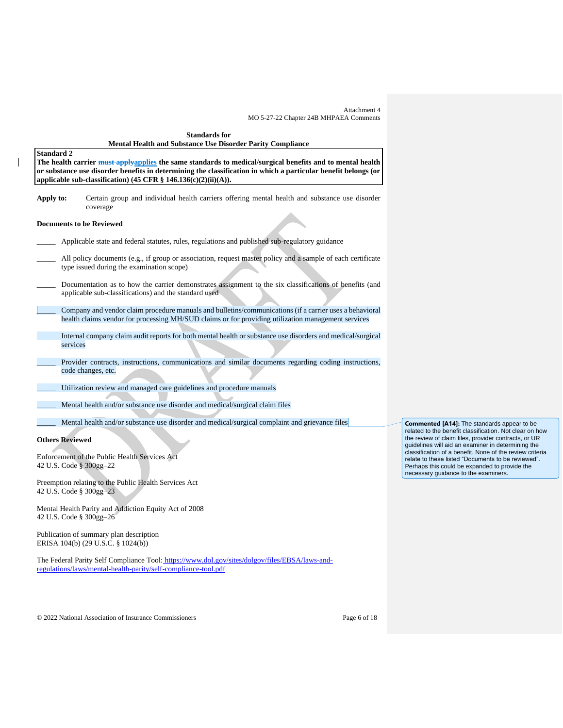Attachment 4
MO 5-27-22 Chapter 24B MHPAEA Comments

**Standards for**
**Mental Health and Substance Use Disorder Parity Compliance**

**Standard 2**
**The health carrier ~~must apply~~applies the same standards to medical/surgical benefits and to mental health or substance use disorder benefits in determining the classification in which a particular benefit belongs (or applicable sub-classification) (45 CFR § 146.136(c)(2)(ii)(A)).**

**Apply to:** Certain group and individual health carriers offering mental health and substance use disorder coverage

**Documents to be Reviewed**

_____ Applicable state and federal statutes, rules, regulations and published sub-regulatory guidance

_____ All policy documents (e.g., if group or association, request master policy and a sample of each certificate type issued during the examination scope)

_____ Documentation as to how the carrier demonstrates assignment to the six classifications of benefits (and applicable sub-classifications) and the standard used

_____ Company and vendor claim procedure manuals and bulletins/communications (if a carrier uses a behavioral health claims vendor for processing MH/SUD claims or for providing utilization management services

_____ Internal company claim audit reports for both mental health or substance use disorders and medical/surgical services

_____ Provider contracts, instructions, communications and similar documents regarding coding instructions, code changes, etc.

_____ Utilization review and managed care guidelines and procedure manuals

_____ Mental health and/or substance use disorder and medical/surgical claim files

_____ Mental health and/or substance use disorder and medical/surgical complaint and grievance files

**Commented [A14]:** The standards appear to be related to the benefit classification. Not clear on how the review of claim files, provider contracts, or UR guidelines will aid an examiner in determining the classification of a benefit. None of the review criteria relate to these listed "Documents to be reviewed". Perhaps this could be expanded to provide the necessary guidance to the examiners.

**Others Reviewed**

Enforcement of the Public Health Services Act
42 U.S. Code § 300gg–22

Preemption relating to the Public Health Services Act
42 U.S. Code § 300gg–23

Mental Health Parity and Addiction Equity Act of 2008
42 U.S. Code § 300gg–26

Publication of summary plan description
ERISA 104(b) (29 U.S.C. § 1024(b))

The Federal Parity Self Compliance Tool: https://www.dol.gov/sites/dolgov/files/EBSA/laws-and-regulations/laws/mental-health-parity/self-compliance-tool.pdf

© 2022 National Association of Insurance Commissioners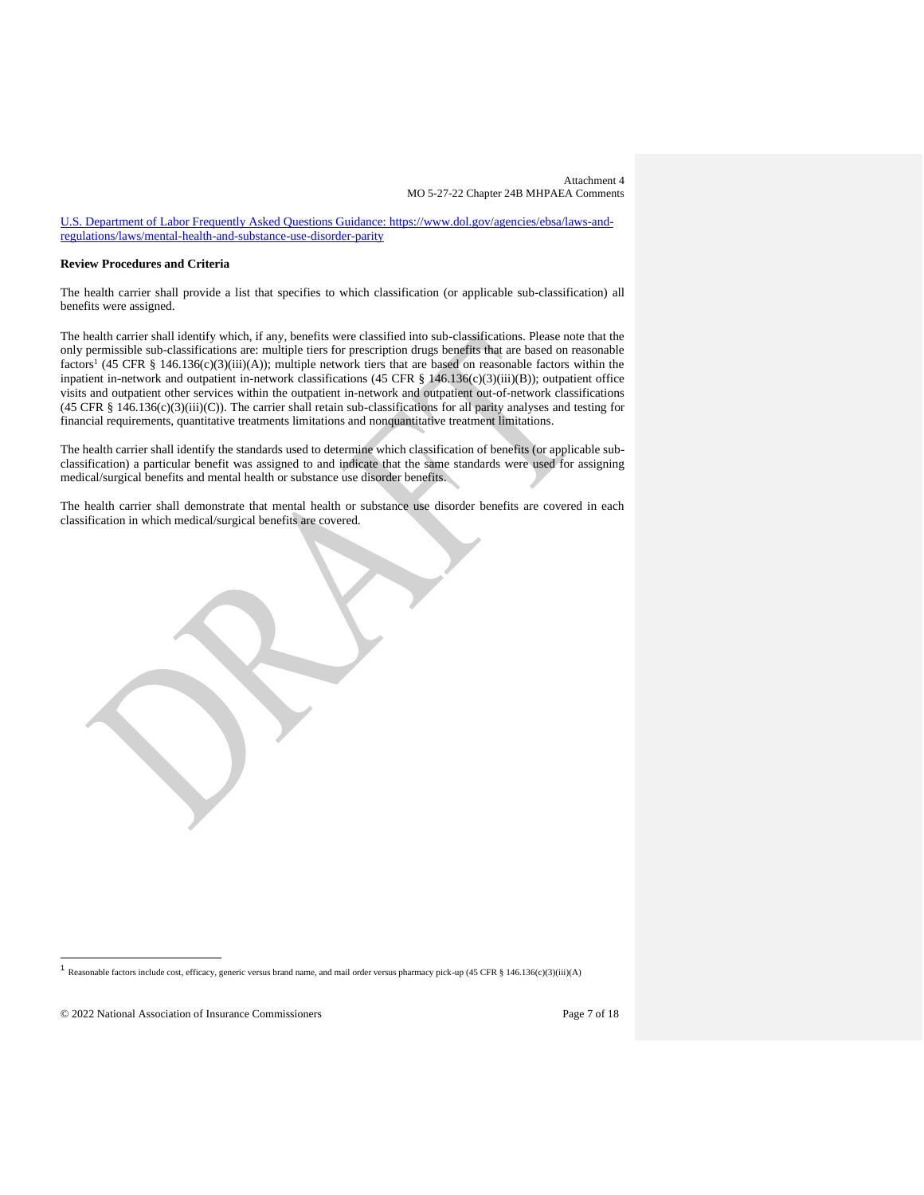[U.S. Department of Labor Frequently Asked Questions Guidance: https://www.dol.gov/agencies/ebsa/laws-and-regulations/laws/mental-health-and-substance-use-disorder-parity](https://www.dol.gov/agencies/ebsa/laws-and-regulations/laws/mental-health-and-substance-use-disorder-parity)

**Review Procedures and Criteria**

The health carrier shall provide a list that specifies to which classification (or applicable sub-classification) all benefits were assigned.

The health carrier shall identify which, if any, benefits were classified into sub-classifications. Please note that the only permissible sub-classifications are: multiple tiers for prescription drugs benefits that are based on reasonable factors[1] (45 CFR § 146.136(c)(3)(iii)(A)); multiple network tiers that are based on reasonable factors within the inpatient in-network and outpatient in-network classifications (45 CFR § 146.136(c)(3)(iii)(B)); outpatient office visits and outpatient other services within the outpatient in-network and outpatient out-of-network classifications (45 CFR § 146.136(c)(3)(iii)(C)). The carrier shall retain sub-classifications for all parity analyses and testing for financial requirements, quantitative treatments limitations and nonquantitative treatment limitations.

The health carrier shall identify the standards used to determine which classification of benefits (or applicable sub-classification) a particular benefit was assigned to and indicate that the same standards were used for assigning medical/surgical benefits and mental health or substance use disorder benefits.

The health carrier shall demonstrate that mental health or substance use disorder benefits are covered in each classification in which medical/surgical benefits are covered.

---

[1] Reasonable factors include cost, efficacy, generic versus brand name, and mail order versus pharmacy pick-up (45 CFR § 146.136(c)(3)(iii)(A)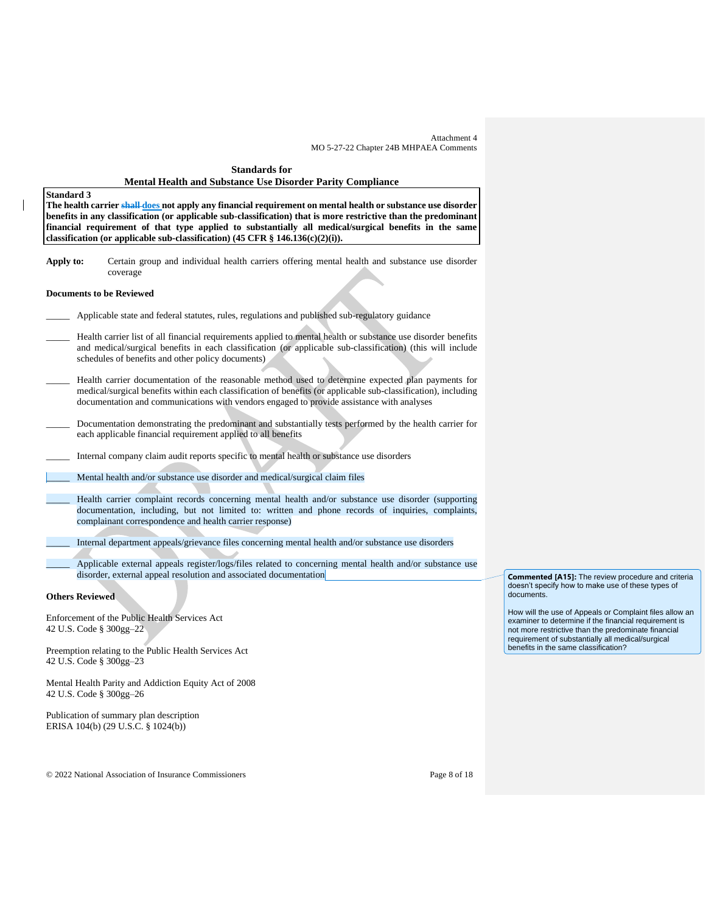Attachment 4
MO 5-27-22 Chapter 24B MHPAEA Comments

**Standards for**
**Mental Health and Substance Use Disorder Parity Compliance**

**Standard 3**
**The health carrier ~~shall~~ does not apply any financial requirement on mental health or substance use disorder benefits in any classification (or applicable sub-classification) that is more restrictive than the predominant financial requirement of that type applied to substantially all medical/surgical benefits in the same classification (or applicable sub-classification) (45 CFR § 146.136(c)(2)(i)).**

**Apply to:** Certain group and individual health carriers offering mental health and substance use disorder coverage

**Documents to be Reviewed**

_____ Applicable state and federal statutes, rules, regulations and published sub-regulatory guidance

_____ Health carrier list of all financial requirements applied to mental health or substance use disorder benefits and medical/surgical benefits in each classification (or applicable sub-classification) (this will include schedules of benefits and other policy documents)

_____ Health carrier documentation of the reasonable method used to determine expected plan payments for medical/surgical benefits within each classification of benefits (or applicable sub-classification), including documentation and communications with vendors engaged to provide assistance with analyses

_____ Documentation demonstrating the predominant and substantially tests performed by the health carrier for each applicable financial requirement applied to all benefits

_____ Internal company claim audit reports specific to mental health or substance use disorders

_____ Mental health and/or substance use disorder and medical/surgical claim files

_____ Health carrier complaint records concerning mental health and/or substance use disorder (supporting documentation, including, but not limited to: written and phone records of inquiries, complaints, complainant correspondence and health carrier response)

_____ Internal department appeals/grievance files concerning mental health and/or substance use disorders

_____ Applicable external appeals register/logs/files related to concerning mental health and/or substance use disorder, external appeal resolution and associated documentation

**Others Reviewed**

Enforcement of the Public Health Services Act
42 U.S. Code § 300gg–22

Preemption relating to the Public Health Services Act
42 U.S. Code § 300gg–23

Mental Health Parity and Addiction Equity Act of 2008
42 U.S. Code § 300gg–26

Publication of summary plan description
ERISA 104(b) (29 U.S.C. § 1024(b))

**Commented [A15]:** The review procedure and criteria doesn't specify how to make use of these types of documents.

How will the use of Appeals or Complaint files allow an examiner to determine if the financial requirement is not more restrictive than the predominate financial requirement of substantially all medical/surgical benefits in the same classification?

© 2022 National Association of Insurance Commissioners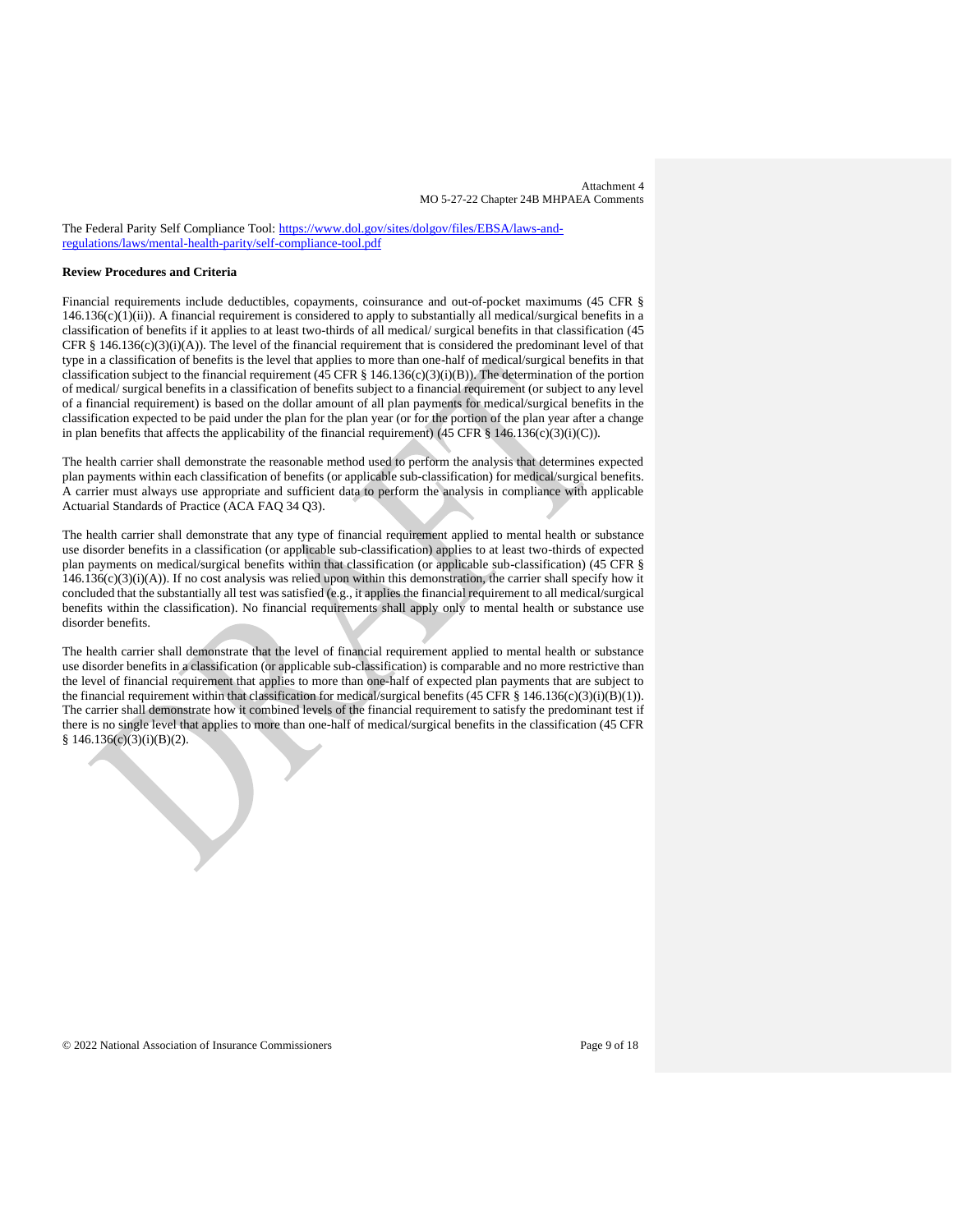The Federal Parity Self Compliance Tool: https://www.dol.gov/sites/dolgov/files/EBSA/laws-and-regulations/laws/mental-health-parity/self-compliance-tool.pdf

**Review Procedures and Criteria**

Financial requirements include deductibles, copayments, coinsurance and out-of-pocket maximums (45 CFR § 146.136(c)(1)(ii)). A financial requirement is considered to apply to substantially all medical/surgical benefits in a classification of benefits if it applies to at least two-thirds of all medical/ surgical benefits in that classification (45 CFR § 146.136(c)(3)(i)(A)). The level of the financial requirement that is considered the predominant level of that type in a classification of benefits is the level that applies to more than one-half of medical/surgical benefits in that classification subject to the financial requirement (45 CFR § 146.136(c)(3)(i)(B)). The determination of the portion of medical/ surgical benefits in a classification of benefits subject to a financial requirement (or subject to any level of a financial requirement) is based on the dollar amount of all plan payments for medical/surgical benefits in the classification expected to be paid under the plan for the plan year (or for the portion of the plan year after a change in plan benefits that affects the applicability of the financial requirement) (45 CFR § 146.136(c)(3)(i)(C)).

The health carrier shall demonstrate the reasonable method used to perform the analysis that determines expected plan payments within each classification of benefits (or applicable sub-classification) for medical/surgical benefits. A carrier must always use appropriate and sufficient data to perform the analysis in compliance with applicable Actuarial Standards of Practice (ACA FAQ 34 Q3).

The health carrier shall demonstrate that any type of financial requirement applied to mental health or substance use disorder benefits in a classification (or applicable sub-classification) applies to at least two-thirds of expected plan payments on medical/surgical benefits within that classification (or applicable sub-classification) (45 CFR § 146.136(c)(3)(i)(A)). If no cost analysis was relied upon within this demonstration, the carrier shall specify how it concluded that the substantially all test was satisfied (e.g., it applies the financial requirement to all medical/surgical benefits within the classification). No financial requirements shall apply only to mental health or substance use disorder benefits.

The health carrier shall demonstrate that the level of financial requirement applied to mental health or substance use disorder benefits in a classification (or applicable sub-classification) is comparable and no more restrictive than the level of financial requirement that applies to more than one-half of expected plan payments that are subject to the financial requirement within that classification for medical/surgical benefits (45 CFR § 146.136(c)(3)(i)(B)(1)). The carrier shall demonstrate how it combined levels of the financial requirement to satisfy the predominant test if there is no single level that applies to more than one-half of medical/surgical benefits in the classification (45 CFR § 146.136(c)(3)(i)(B)(2).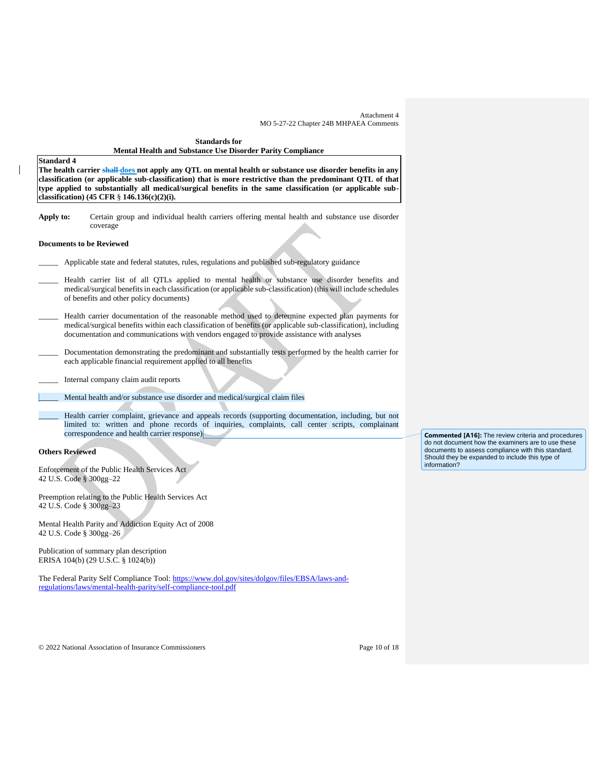Attachment 4
MO 5-27-22 Chapter 24B MHPAEA Comments

**Standards for**
**Mental Health and Substance Use Disorder Parity Compliance**

**Standard 4**
**The health carrier ~~shall~~ does not apply any QTL on mental health or substance use disorder benefits in any classification (or applicable sub-classification) that is more restrictive than the predominant QTL of that type applied to substantially all medical/surgical benefits in the same classification (or applicable sub-classification) (45 CFR § 146.136(c)(2)(i).**

**Apply to:** Certain group and individual health carriers offering mental health and substance use disorder coverage

**Documents to be Reviewed**

_____ Applicable state and federal statutes, rules, regulations and published sub-regulatory guidance

_____ Health carrier list of all QTLs applied to mental health or substance use disorder benefits and medical/surgical benefits in each classification (or applicable sub-classification) (this will include schedules of benefits and other policy documents)

_____ Health carrier documentation of the reasonable method used to determine expected plan payments for medical/surgical benefits within each classification of benefits (or applicable sub-classification), including documentation and communications with vendors engaged to provide assistance with analyses

_____ Documentation demonstrating the predominant and substantially tests performed by the health carrier for each applicable financial requirement applied to all benefits

_____ Internal company claim audit reports

_____ Mental health and/or substance use disorder and medical/surgical claim files

_____ Health carrier complaint, grievance and appeals records (supporting documentation, including, but not limited to: written and phone records of inquiries, complaints, call center scripts, complainant correspondence and health carrier response)

> **Commented [A16]:** The review criteria and procedures do not document how the examiners are to use these documents to assess compliance with this standard. Should they be expanded to include this type of information?

**Others Reviewed**

Enforcement of the Public Health Services Act
42 U.S. Code § 300gg–22

Preemption relating to the Public Health Services Act
42 U.S. Code § 300gg–23

Mental Health Parity and Addiction Equity Act of 2008
42 U.S. Code § 300gg–26

Publication of summary plan description
ERISA 104(b) (29 U.S.C. § 1024(b))

The Federal Parity Self Compliance Tool: https://www.dol.gov/sites/dolgov/files/EBSA/laws-and-regulations/laws/mental-health-parity/self-compliance-tool.pdf

© 2022 National Association of Insurance Commissioners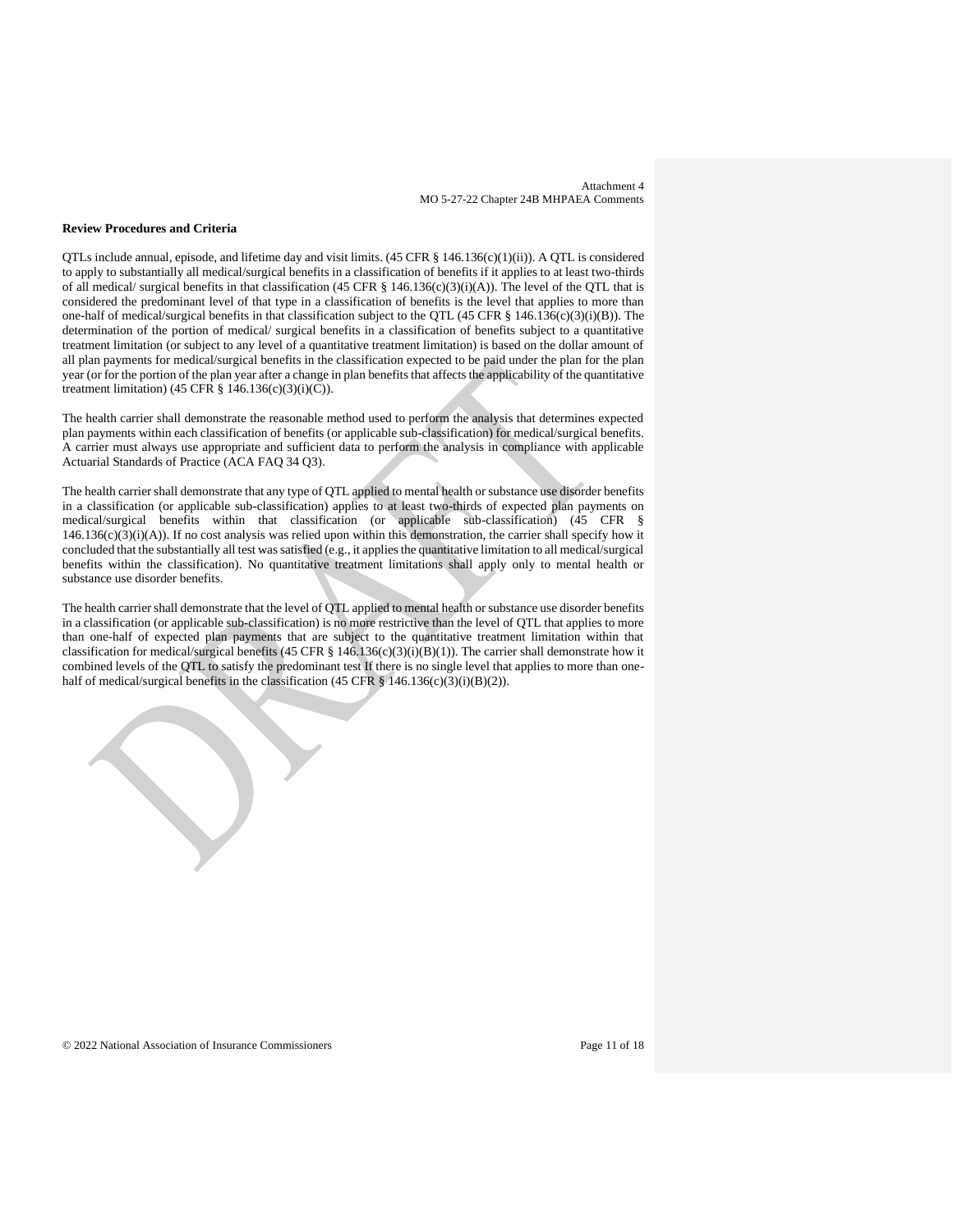**Review Procedures and Criteria**

QTLs include annual, episode, and lifetime day and visit limits. (45 CFR § 146.136(c)(1)(ii)). A QTL is considered to apply to substantially all medical/surgical benefits in a classification of benefits if it applies to at least two-thirds of all medical/ surgical benefits in that classification (45 CFR § 146.136(c)(3)(i)(A)). The level of the QTL that is considered the predominant level of that type in a classification of benefits is the level that applies to more than one-half of medical/surgical benefits in that classification subject to the QTL (45 CFR § 146.136(c)(3)(i)(B)). The determination of the portion of medical/ surgical benefits in a classification of benefits subject to a quantitative treatment limitation (or subject to any level of a quantitative treatment limitation) is based on the dollar amount of all plan payments for medical/surgical benefits in the classification expected to be paid under the plan for the plan year (or for the portion of the plan year after a change in plan benefits that affects the applicability of the quantitative treatment limitation) (45 CFR § 146.136(c)(3)(i)(C)).

The health carrier shall demonstrate the reasonable method used to perform the analysis that determines expected plan payments within each classification of benefits (or applicable sub-classification) for medical/surgical benefits. A carrier must always use appropriate and sufficient data to perform the analysis in compliance with applicable Actuarial Standards of Practice (ACA FAQ 34 Q3).

The health carrier shall demonstrate that any type of QTL applied to mental health or substance use disorder benefits in a classification (or applicable sub-classification) applies to at least two-thirds of expected plan payments on medical/surgical benefits within that classification (or applicable sub-classification) (45 CFR § 146.136(c)(3)(i)(A)). If no cost analysis was relied upon within this demonstration, the carrier shall specify how it concluded that the substantially all test was satisfied (e.g., it applies the quantitative limitation to all medical/surgical benefits within the classification). No quantitative treatment limitations shall apply only to mental health or substance use disorder benefits.

The health carrier shall demonstrate that the level of QTL applied to mental health or substance use disorder benefits in a classification (or applicable sub-classification) is no more restrictive than the level of QTL that applies to more than one-half of expected plan payments that are subject to the quantitative treatment limitation within that classification for medical/surgical benefits (45 CFR § 146.136(c)(3)(i)(B)(1)). The carrier shall demonstrate how it combined levels of the QTL to satisfy the predominant test If there is no single level that applies to more than one-half of medical/surgical benefits in the classification (45 CFR § 146.136(c)(3)(i)(B)(2)).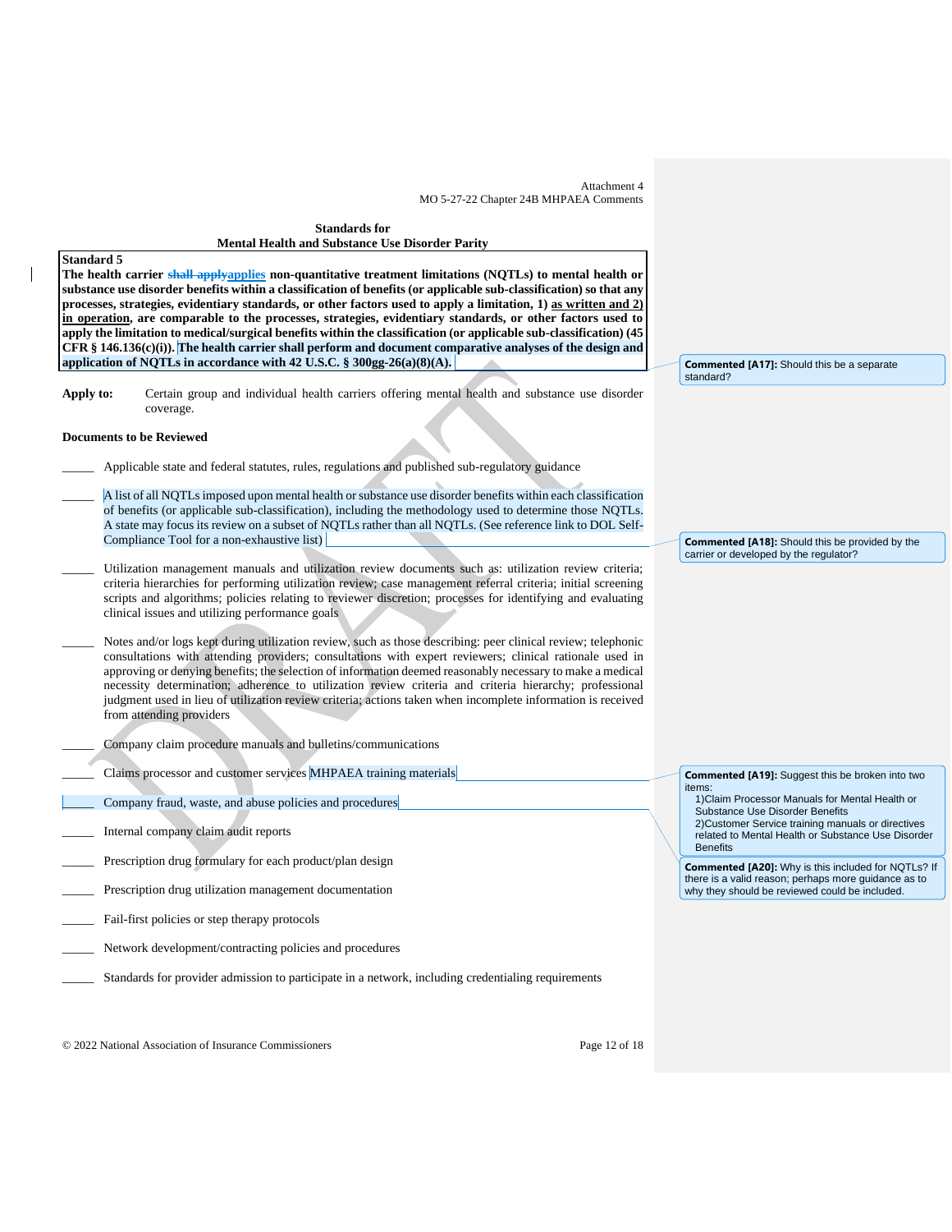Attachment 4
MO 5-27-22 Chapter 24B MHPAEA Comments

**Standards for**
**Mental Health and Substance Use Disorder Parity**

**Standard 5**

**The health carrier ~~shall apply~~applies non-quantitative treatment limitations (NQTLs) to mental health or substance use disorder benefits within a classification of benefits (or applicable sub-classification) so that any processes, strategies, evidentiary standards, or other factors used to apply a limitation, 1) as written and 2) in operation, are comparable to the processes, strategies, evidentiary standards, or other factors used to apply the limitation to medical/surgical benefits within the classification (or applicable sub-classification) (45 CFR § 146.136(c)(i)). The health carrier shall perform and document comparative analyses of the design and application of NQTLs in accordance with 42 U.S.C. § 300gg-26(a)(8)(A).**

> **Commented [A17]:** Should this be a separate standard?

**Apply to:** Certain group and individual health carriers offering mental health and substance use disorder coverage.

**Documents to be Reviewed**

_____ Applicable state and federal statutes, rules, regulations and published sub-regulatory guidance

_____ A list of all NQTLs imposed upon mental health or substance use disorder benefits within each classification of benefits (or applicable sub-classification), including the methodology used to determine those NQTLs. A state may focus its review on a subset of NQTLs rather than all NQTLs. (See reference link to DOL Self-Compliance Tool for a non-exhaustive list)

> **Commented [A18]:** Should this be provided by the carrier or developed by the regulator?

_____ Utilization management manuals and utilization review documents such as: utilization review criteria; criteria hierarchies for performing utilization review; case management referral criteria; initial screening scripts and algorithms; policies relating to reviewer discretion; processes for identifying and evaluating clinical issues and utilizing performance goals

_____ Notes and/or logs kept during utilization review, such as those describing: peer clinical review; telephonic consultations with attending providers; consultations with expert reviewers; clinical rationale used in approving or denying benefits; the selection of information deemed reasonably necessary to make a medical necessity determination; adherence to utilization review criteria and criteria hierarchy; professional judgment used in lieu of utilization review criteria; actions taken when incomplete information is received from attending providers

_____ Company claim procedure manuals and bulletins/communications

_____ Claims processor and customer services MHPAEA training materials

> **Commented [A19]:** Suggest this be broken into two items:
> 1)Claim Processor Manuals for Mental Health or Substance Use Disorder Benefits
> 2)Customer Service training manuals or directives related to Mental Health or Substance Use Disorder Benefits

_____ Company fraud, waste, and abuse policies and procedures

> **Commented [A20]:** Why is this included for NQTLs? If there is a valid reason; perhaps more guidance as to why they should be reviewed could be included.

_____ Internal company claim audit reports

_____ Prescription drug formulary for each product/plan design

_____ Prescription drug utilization management documentation

_____ Fail-first policies or step therapy protocols

_____ Network development/contracting policies and procedures

_____ Standards for provider admission to participate in a network, including credentialing requirements

© 2022 National Association of Insurance Commissioners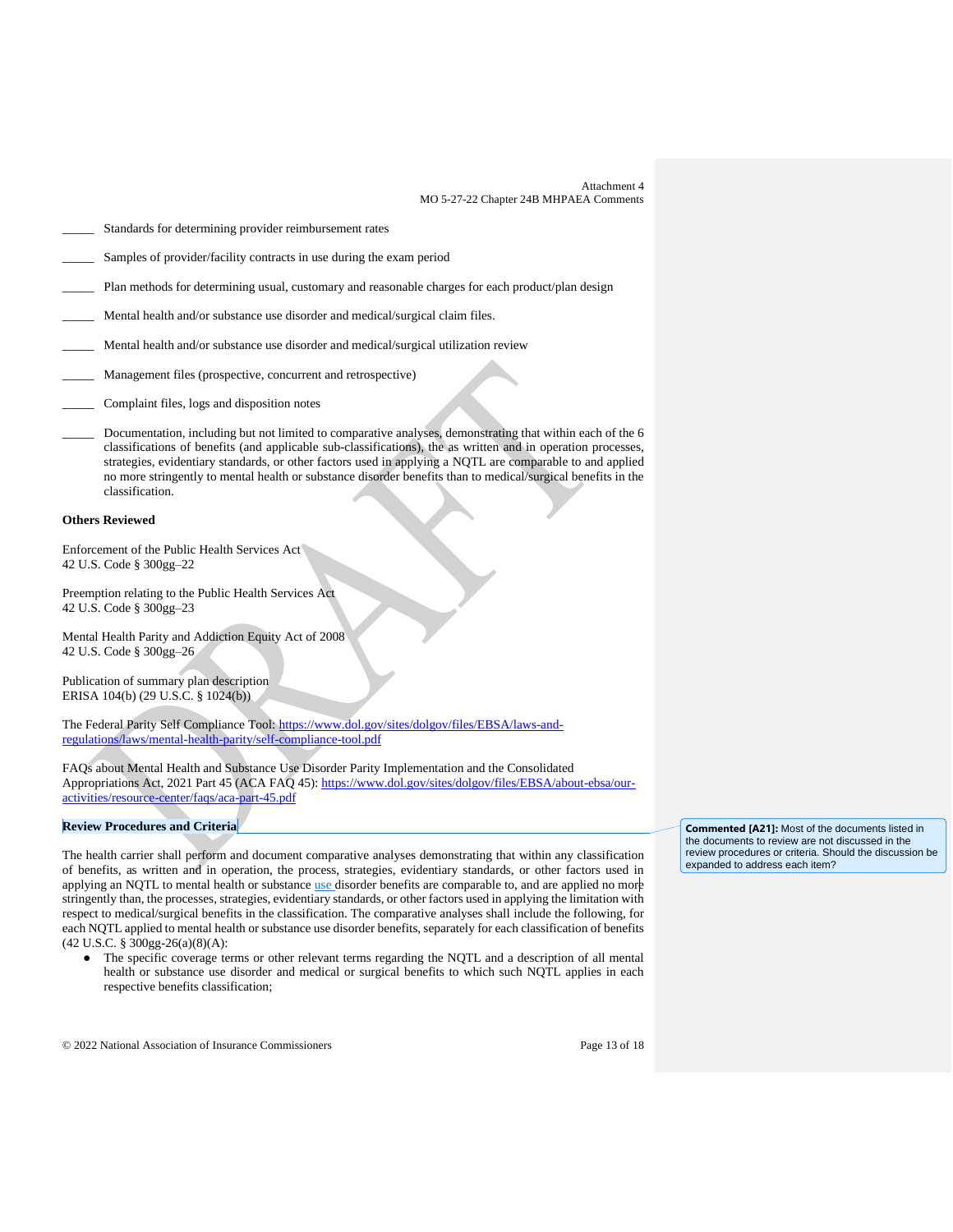_____ Standards for determining provider reimbursement rates

_____ Samples of provider/facility contracts in use during the exam period

_____ Plan methods for determining usual, customary and reasonable charges for each product/plan design

_____ Mental health and/or substance use disorder and medical/surgical claim files.

_____ Mental health and/or substance use disorder and medical/surgical utilization review

_____ Management files (prospective, concurrent and retrospective)

_____ Complaint files, logs and disposition notes

_____ Documentation, including but not limited to comparative analyses, demonstrating that within each of the 6 classifications of benefits (and applicable sub-classifications), the as written and in operation processes, strategies, evidentiary standards, or other factors used in applying a NQTL are comparable to and applied no more stringently to mental health or substance disorder benefits than to medical/surgical benefits in the classification.

**Others Reviewed**

Enforcement of the Public Health Services Act
42 U.S. Code § 300gg–22

Preemption relating to the Public Health Services Act
42 U.S. Code § 300gg–23

Mental Health Parity and Addiction Equity Act of 2008
42 U.S. Code § 300gg–26

Publication of summary plan description
ERISA 104(b) (29 U.S.C. § 1024(b))

The Federal Parity Self Compliance Tool: https://www.dol.gov/sites/dolgov/files/EBSA/laws-and-regulations/laws/mental-health-parity/self-compliance-tool.pdf

FAQs about Mental Health and Substance Use Disorder Parity Implementation and the Consolidated Appropriations Act, 2021 Part 45 (ACA FAQ 45): https://www.dol.gov/sites/dolgov/files/EBSA/about-ebsa/our-activities/resource-center/faqs/aca-part-45.pdf

**Review Procedures and Criteria**

> **Commented [A21]:** Most of the documents listed in the documents to review are not discussed in the review procedures or criteria. Should the discussion be expanded to address each item?

The health carrier shall perform and document comparative analyses demonstrating that within any classification of benefits, as written and in operation, the process, strategies, evidentiary standards, or other factors used in applying an NQTL to mental health or substance use disorder benefits are comparable to, and are applied no more stringently than, the processes, strategies, evidentiary standards, or other factors used in applying the limitation with respect to medical/surgical benefits in the classification. The comparative analyses shall include the following, for each NQTL applied to mental health or substance use disorder benefits, separately for each classification of benefits (42 U.S.C. § 300gg-26(a)(8)(A):

- The specific coverage terms or other relevant terms regarding the NQTL and a description of all mental health or substance use disorder and medical or surgical benefits to which such NQTL applies in each respective benefits classification;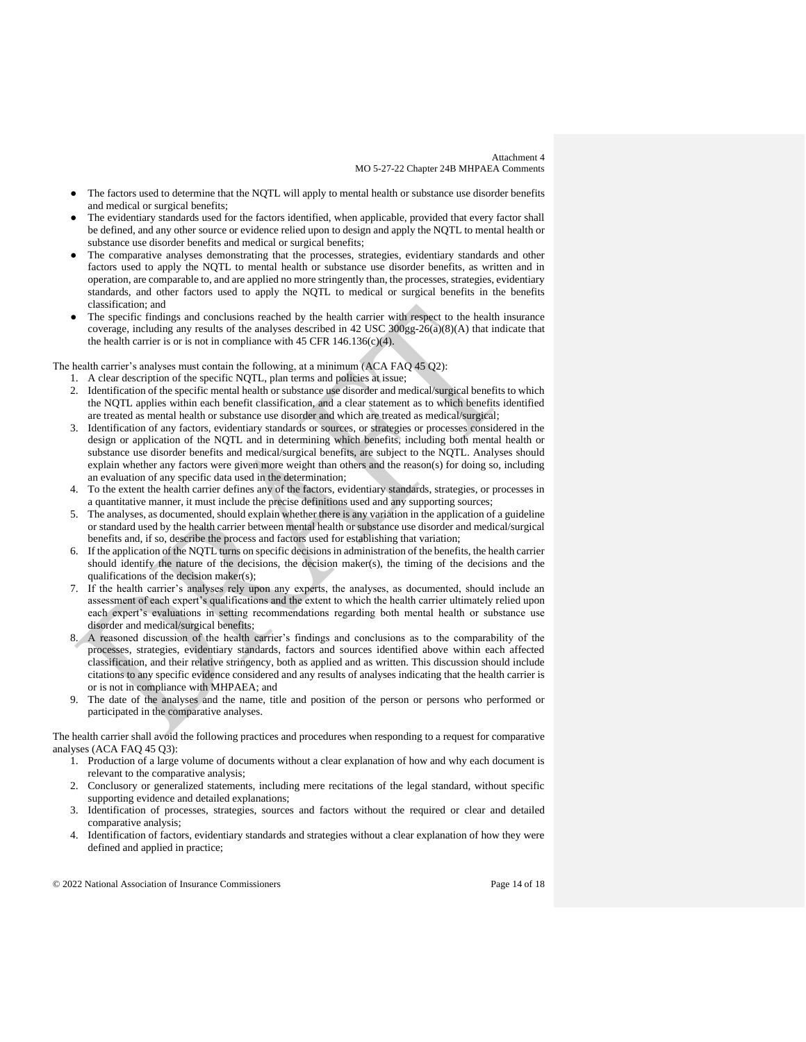- The factors used to determine that the NQTL will apply to mental health or substance use disorder benefits and medical or surgical benefits;
- The evidentiary standards used for the factors identified, when applicable, provided that every factor shall be defined, and any other source or evidence relied upon to design and apply the NQTL to mental health or substance use disorder benefits and medical or surgical benefits;
- The comparative analyses demonstrating that the processes, strategies, evidentiary standards and other factors used to apply the NQTL to mental health or substance use disorder benefits, as written and in operation, are comparable to, and are applied no more stringently than, the processes, strategies, evidentiary standards, and other factors used to apply the NQTL to medical or surgical benefits in the benefits classification; and
- The specific findings and conclusions reached by the health carrier with respect to the health insurance coverage, including any results of the analyses described in 42 USC 300gg-26(a)(8)(A) that indicate that the health carrier is or is not in compliance with 45 CFR 146.136(c)(4).

The health carrier's analyses must contain the following, at a minimum (ACA FAQ 45 Q2):

1. A clear description of the specific NQTL, plan terms and policies at issue;
2. Identification of the specific mental health or substance use disorder and medical/surgical benefits to which the NQTL applies within each benefit classification, and a clear statement as to which benefits identified are treated as mental health or substance use disorder and which are treated as medical/surgical;
3. Identification of any factors, evidentiary standards or sources, or strategies or processes considered in the design or application of the NQTL and in determining which benefits, including both mental health or substance use disorder benefits and medical/surgical benefits, are subject to the NQTL. Analyses should explain whether any factors were given more weight than others and the reason(s) for doing so, including an evaluation of any specific data used in the determination;
4. To the extent the health carrier defines any of the factors, evidentiary standards, strategies, or processes in a quantitative manner, it must include the precise definitions used and any supporting sources;
5. The analyses, as documented, should explain whether there is any variation in the application of a guideline or standard used by the health carrier between mental health or substance use disorder and medical/surgical benefits and, if so, describe the process and factors used for establishing that variation;
6. If the application of the NQTL turns on specific decisions in administration of the benefits, the health carrier should identify the nature of the decisions, the decision maker(s), the timing of the decisions and the qualifications of the decision maker(s);
7. If the health carrier's analyses rely upon any experts, the analyses, as documented, should include an assessment of each expert's qualifications and the extent to which the health carrier ultimately relied upon each expert's evaluations in setting recommendations regarding both mental health or substance use disorder and medical/surgical benefits;
8. A reasoned discussion of the health carrier's findings and conclusions as to the comparability of the processes, strategies, evidentiary standards, factors and sources identified above within each affected classification, and their relative stringency, both as applied and as written. This discussion should include citations to any specific evidence considered and any results of analyses indicating that the health carrier is or is not in compliance with MHPAEA; and
9. The date of the analyses and the name, title and position of the person or persons who performed or participated in the comparative analyses.

The health carrier shall avoid the following practices and procedures when responding to a request for comparative analyses (ACA FAQ 45 Q3):

1. Production of a large volume of documents without a clear explanation of how and why each document is relevant to the comparative analysis;
2. Conclusory or generalized statements, including mere recitations of the legal standard, without specific supporting evidence and detailed explanations;
3. Identification of processes, strategies, sources and factors without the required or clear and detailed comparative analysis;
4. Identification of factors, evidentiary standards and strategies without a clear explanation of how they were defined and applied in practice;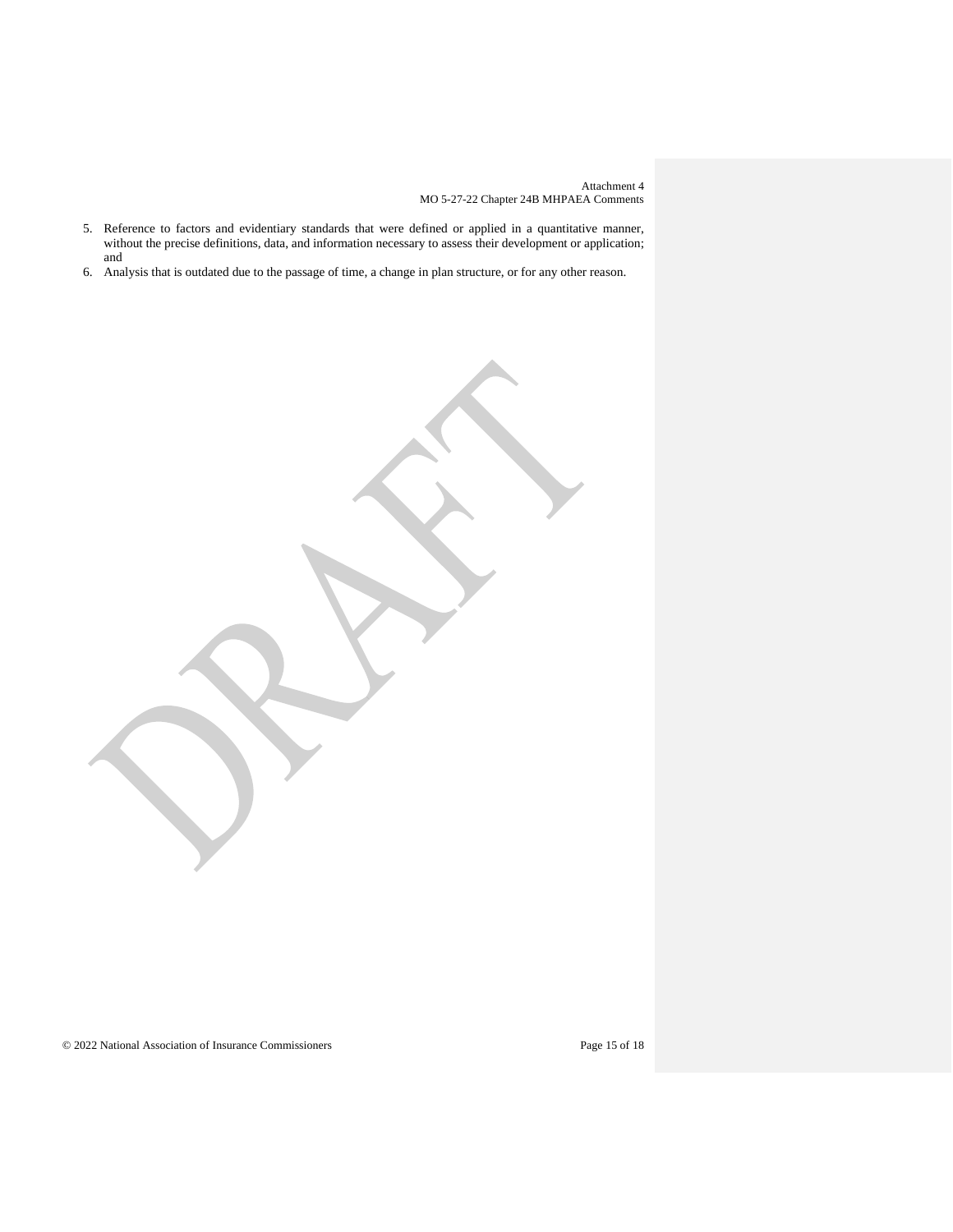5. Reference to factors and evidentiary standards that were defined or applied in a quantitative manner, without the precise definitions, data, and information necessary to assess their development or application; and
6. Analysis that is outdated due to the passage of time, a change in plan structure, or for any other reason.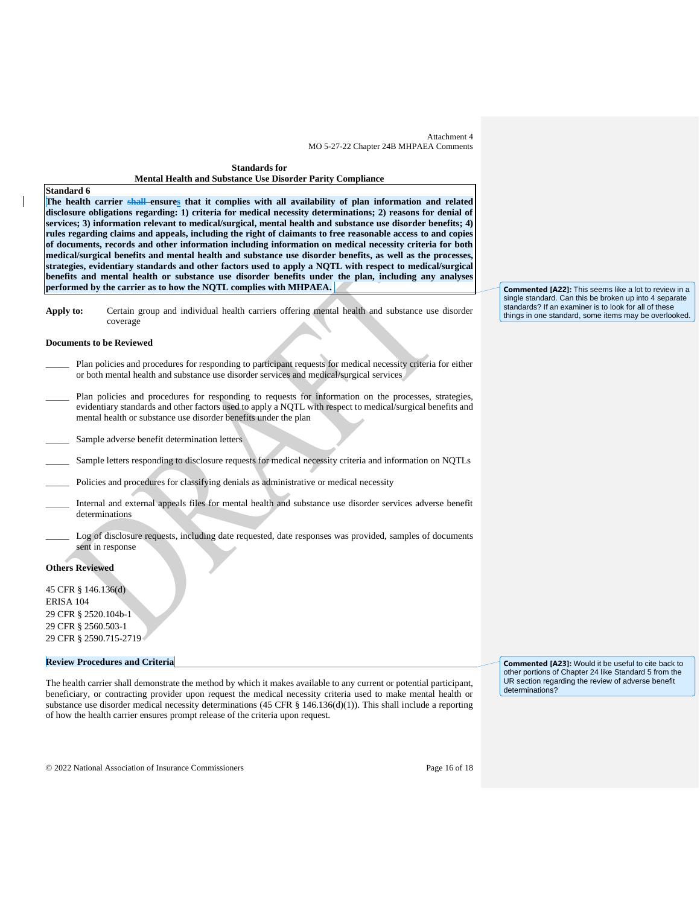Attachment 4
MO 5-27-22 Chapter 24B MHPAEA Comments

**Standards for**
**Mental Health and Substance Use Disorder Parity Compliance**

**Standard 6**
**The health carrier ~~shall~~ ensures that it complies with all availability of plan information and related disclosure obligations regarding: 1) criteria for medical necessity determinations; 2) reasons for denial of services; 3) information relevant to medical/surgical, mental health and substance use disorder benefits; 4) rules regarding claims and appeals, including the right of claimants to free reasonable access to and copies of documents, records and other information including information on medical necessity criteria for both medical/surgical benefits and mental health and substance use disorder benefits, as well as the processes, strategies, evidentiary standards and other factors used to apply a NQTL with respect to medical/surgical benefits and mental health or substance use disorder benefits under the plan, including any analyses performed by the carrier as to how the NQTL complies with MHPAEA.**

**Commented [A22]:** This seems like a lot to review in a single standard. Can this be broken up into 4 separate standards? If an examiner is to look for all of these things in one standard, some items may be overlooked.

**Apply to:** Certain group and individual health carriers offering mental health and substance use disorder coverage

**Documents to be Reviewed**

_____ Plan policies and procedures for responding to participant requests for medical necessity criteria for either or both mental health and substance use disorder services and medical/surgical services

_____ Plan policies and procedures for responding to requests for information on the processes, strategies, evidentiary standards and other factors used to apply a NQTL with respect to medical/surgical benefits and mental health or substance use disorder benefits under the plan

_____ Sample adverse benefit determination letters

_____ Sample letters responding to disclosure requests for medical necessity criteria and information on NQTLs

_____ Policies and procedures for classifying denials as administrative or medical necessity

_____ Internal and external appeals files for mental health and substance use disorder services adverse benefit determinations

_____ Log of disclosure requests, including date requested, date responses was provided, samples of documents sent in response

**Others Reviewed**

45 CFR § 146.136(d)
ERISA 104
29 CFR § 2520.104b-1
29 CFR § 2560.503-1
29 CFR § 2590.715-2719

**Review Procedures and Criteria**

**Commented [A23]:** Would it be useful to cite back to other portions of Chapter 24 like Standard 5 from the UR section regarding the review of adverse benefit determinations?

The health carrier shall demonstrate the method by which it makes available to any current or potential participant, beneficiary, or contracting provider upon request the medical necessity criteria used to make mental health or substance use disorder medical necessity determinations (45 CFR § 146.136(d)(1)). This shall include a reporting of how the health carrier ensures prompt release of the criteria upon request.

© 2022 National Association of Insurance Commissioners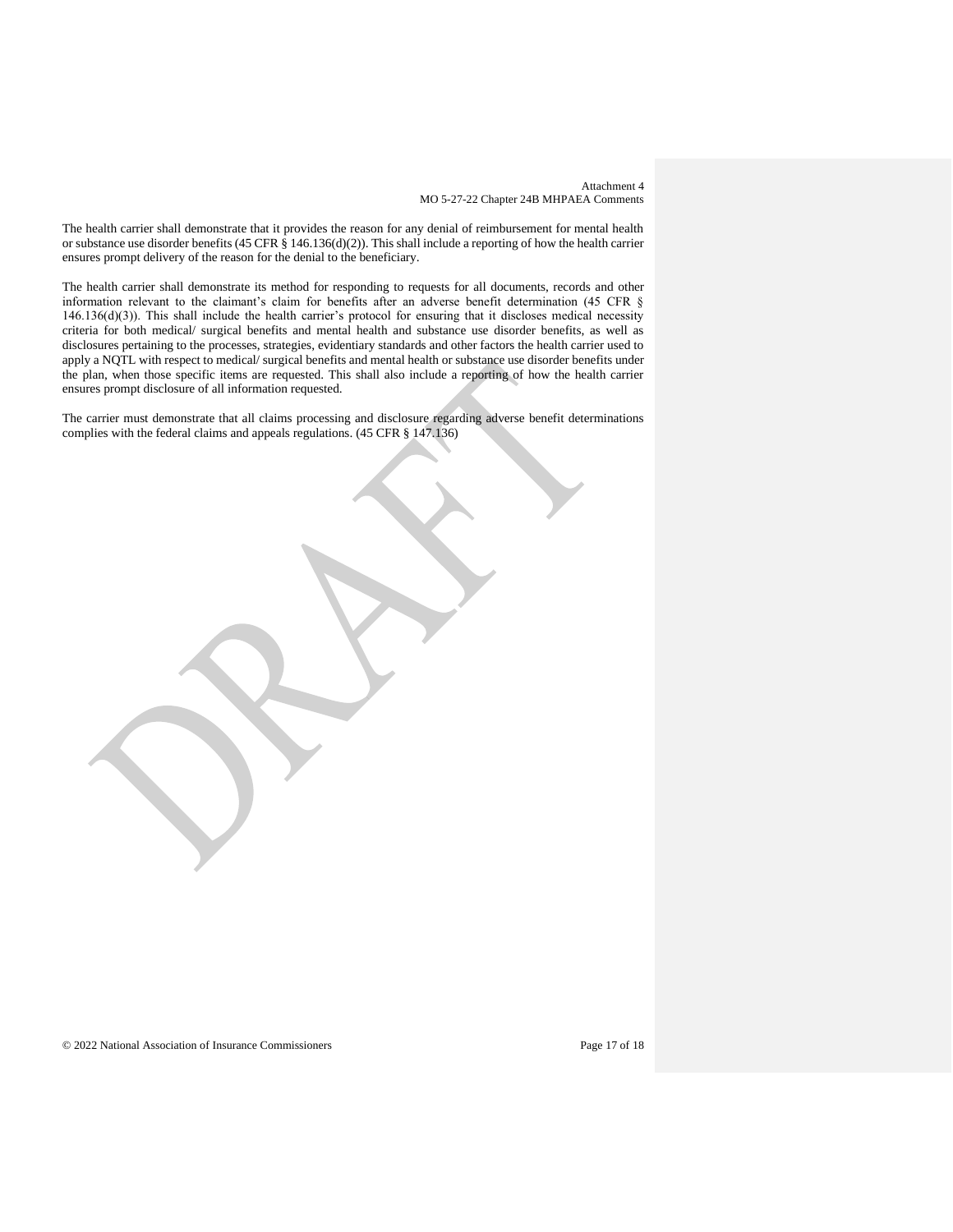The health carrier shall demonstrate that it provides the reason for any denial of reimbursement for mental health or substance use disorder benefits (45 CFR § 146.136(d)(2)). This shall include a reporting of how the health carrier ensures prompt delivery of the reason for the denial to the beneficiary.

The health carrier shall demonstrate its method for responding to requests for all documents, records and other information relevant to the claimant's claim for benefits after an adverse benefit determination (45 CFR § 146.136(d)(3)). This shall include the health carrier's protocol for ensuring that it discloses medical necessity criteria for both medical/ surgical benefits and mental health and substance use disorder benefits, as well as disclosures pertaining to the processes, strategies, evidentiary standards and other factors the health carrier used to apply a NQTL with respect to medical/ surgical benefits and mental health or substance use disorder benefits under the plan, when those specific items are requested. This shall also include a reporting of how the health carrier ensures prompt disclosure of all information requested.

The carrier must demonstrate that all claims processing and disclosure regarding adverse benefit determinations complies with the federal claims and appeals regulations. (45 CFR § 147.136)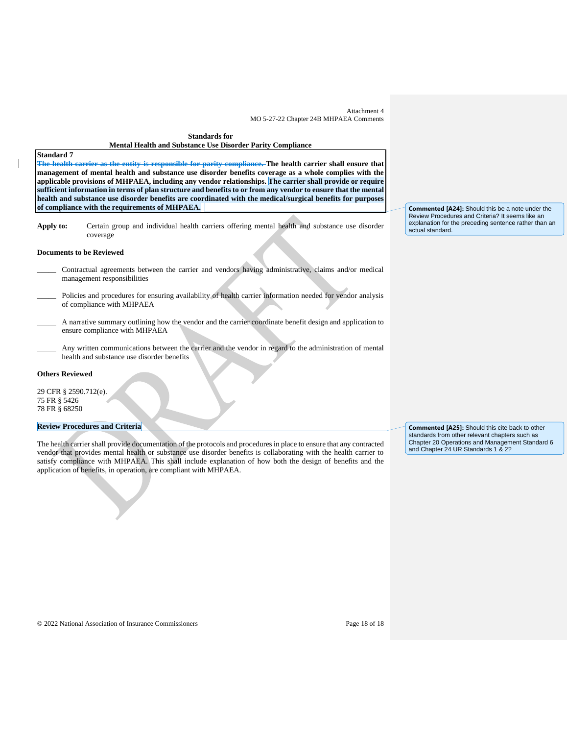Attachment 4
MO 5-27-22 Chapter 24B MHPAEA Comments

**Standards for**
**Mental Health and Substance Use Disorder Parity Compliance**

**Standard 7**

**~~The health carrier as the entity is responsible for parity compliance.~~ The health carrier shall ensure that management of mental health and substance use disorder benefits coverage as a whole complies with the applicable provisions of MHPAEA, including any vendor relationships. The carrier shall provide or require sufficient information in terms of plan structure and benefits to or from any vendor to ensure that the mental health and substance use disorder benefits are coordinated with the medical/surgical benefits for purposes of compliance with the requirements of MHPAEA.**

**Commented [A24]:** Should this be a note under the Review Procedures and Criteria? It seems like an explanation for the preceding sentence rather than an actual standard.

**Apply to:** Certain group and individual health carriers offering mental health and substance use disorder coverage

**Documents to be Reviewed**

_____ Contractual agreements between the carrier and vendors having administrative, claims and/or medical management responsibilities

_____ Policies and procedures for ensuring availability of health carrier information needed for vendor analysis of compliance with MHPAEA

_____ A narrative summary outlining how the vendor and the carrier coordinate benefit design and application to ensure compliance with MHPAEA

_____ Any written communications between the carrier and the vendor in regard to the administration of mental health and substance use disorder benefits

**Others Reviewed**

29 CFR § 2590.712(e).
75 FR § 5426
78 FR § 68250

**Review Procedures and Criteria**

**Commented [A25]:** Should this cite back to other standards from other relevant chapters such as Chapter 20 Operations and Management Standard 6 and Chapter 24 UR Standards 1 & 2?

The health carrier shall provide documentation of the protocols and procedures in place to ensure that any contracted vendor that provides mental health or substance use disorder benefits is collaborating with the health carrier to satisfy compliance with MHPAEA. This shall include explanation of how both the design of benefits and the application of benefits, in operation, are compliant with MHPAEA.

© 2022 National Association of Insurance Commissioners